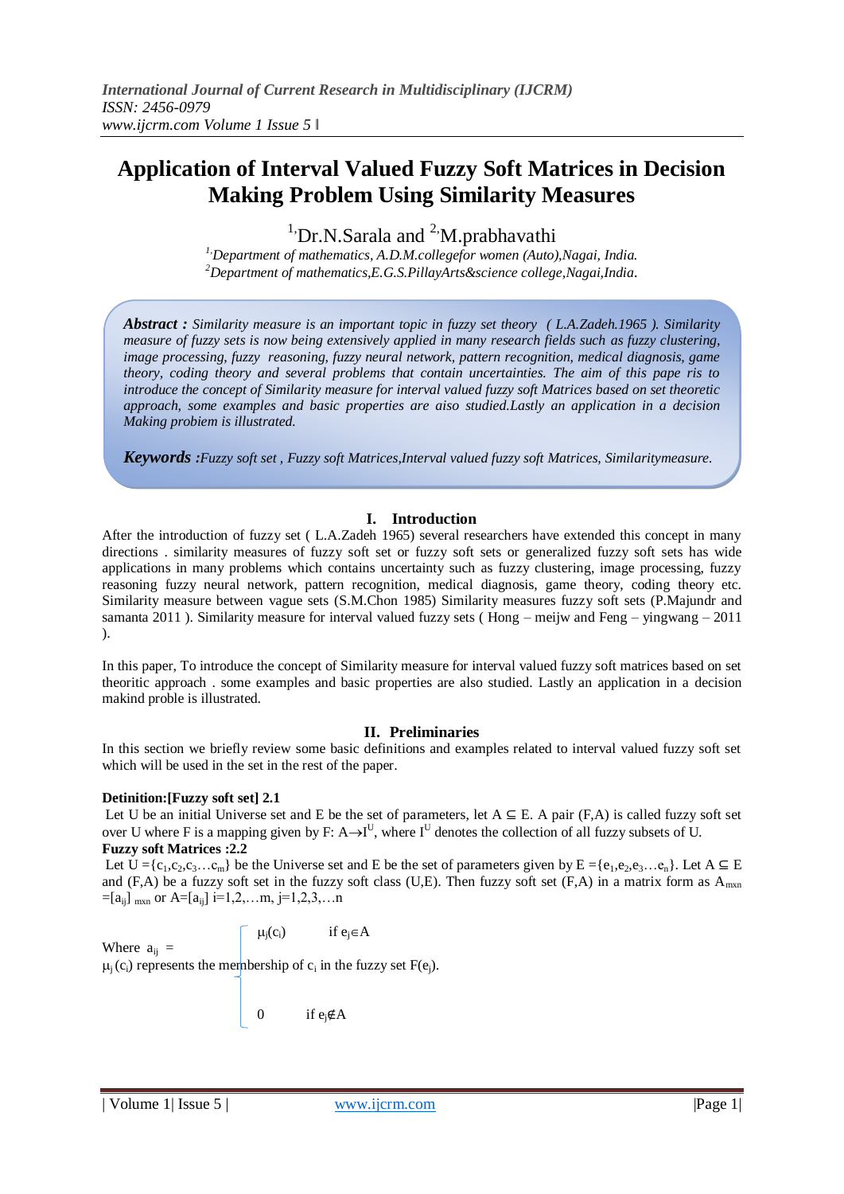# Application of Interval Valued Fuzzy Soft Matrices in Decision Making Problem Using Similarity Measures

[1,]Dr.N.Sarala and [2,]M.prabhavathi

*[1,]Department of mathematics, A.D.M.collegefor women (Auto),Nagai, India.*
*[2]Department of mathematics,E.G.S.PillayArts&science college,Nagai,India.*

***Abstract :*** *Similarity measure is an important topic in fuzzy set theory ( L.A.Zadeh.1965 ). Similarity measure of fuzzy sets is now being extensively applied in many research fields such as fuzzy clustering, image processing, fuzzy reasoning, fuzzy neural network, pattern recognition, medical diagnosis, game theory, coding theory and several problems that contain uncertainties. The aim of this pape ris to introduce the concept of Similarity measure for interval valued fuzzy soft Matrices based on set theoretic approach, some examples and basic properties are aiso studied.Lastly an application in a decision Making probiem is illustrated.*

***Keywords :****Fuzzy soft set , Fuzzy soft Matrices,Interval valued fuzzy soft Matrices, Similaritymeasure.*

## I. Introduction

After the introduction of fuzzy set ( L.A.Zadeh 1965) several researchers have extended this concept in many directions . similarity measures of fuzzy soft set or fuzzy soft sets or generalized fuzzy soft sets has wide applications in many problems which contains uncertainty such as fuzzy clustering, image processing, fuzzy reasoning fuzzy neural network, pattern recognition, medical diagnosis, game theory, coding theory etc. Similarity measure between vague sets (S.M.Chon 1985) Similarity measures fuzzy soft sets (P.Majundr and samanta 2011 ). Similarity measure for interval valued fuzzy sets ( Hong – meijw and Feng – yingwang – 2011 ).

In this paper, To introduce the concept of Similarity measure for interval valued fuzzy soft matrices based on set theoritic approach . some examples and basic properties are also studied. Lastly an application in a decision makind proble is illustrated.

## II. Preliminaries

In this section we briefly review some basic definitions and examples related to interval valued fuzzy soft set which will be used in the set in the rest of the paper.

**Detinition:[Fuzzy soft set] 2.1**

Let U be an initial Universe set and E be the set of parameters, let $A \subseteq E$. A pair (F,A) is called fuzzy soft set over U where F is a mapping given by F: $A \rightarrow I^U$, where $I^U$ denotes the collection of all fuzzy subsets of U.

**Fuzzy soft Matrices :2.2**

Let $U = \{c_1, c_2, c_3 \ldots c_m\}$ be the Universe set and E be the set of parameters given by $E = \{e_1, e_2, e_3 \ldots e_n\}$. Let $A \subseteq E$ and (F,A) be a fuzzy soft set in the fuzzy soft class (U,E). Then fuzzy soft set (F,A) in a matrix form as $A_{m \times n} = [a_{ij}]_{m \times n}$ or $A = [a_{ij}]$ i=1,2,…m, j=1,2,3,…n

$$a_{ij} = \begin{cases} \mu_j(c_i) & \text{if } e_j \in A \\ 0 & \text{if } e_j \notin A \end{cases}$$

$\mu_j(c_i)$ represents the membership of $c_i$ in the fuzzy set $F(e_j)$.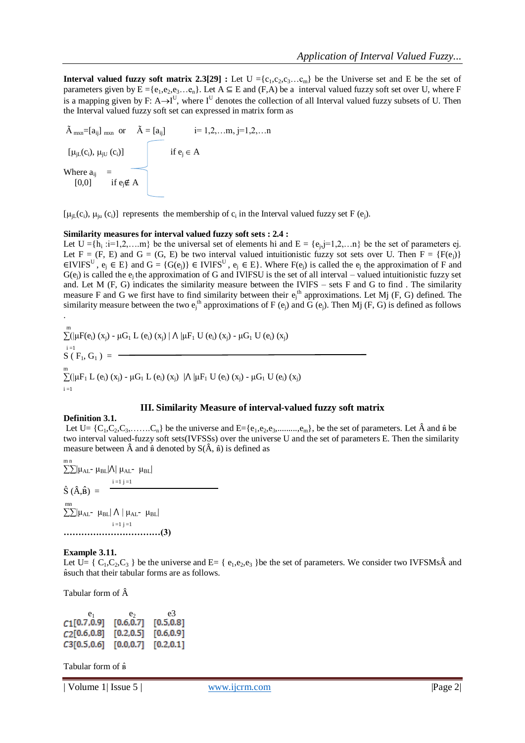**Interval valued fuzzy soft matrix 2.3[29] :** Let $U = \{c_1, c_2, c_3 \ldots c_m\}$ be the Universe set and E be the set of parameters given by $E = \{e_1, e_2, e_3 \ldots e_n\}$. Let $A \subseteq E$ and (F,A) be a interval valued fuzzy soft set over U, where F is a mapping given by $F: A \rightarrow I^U$, where $I^U$ denotes the collection of all Interval valued fuzzy subsets of U. Then the Interval valued fuzzy soft set can expressed in matrix form as

$$\tilde{A}_{m \times n} = [a_{ij}]_{m \times n} \text{ or } \tilde{A} = [a_{ij}] \qquad i = 1,2,\ldots m,\ j = 1,2,\ldots n$$

$$\text{Where } a_{ij} = \begin{cases} [\mu_{jL}(c_i), \mu_{jU}(c_i)] & \text{if } e_j \in A \\ [0,0] & \text{if } e_j \notin A \end{cases}$$

$[\mu_{jL}(c_i), \mu_{ju}(c_i)]$ represents the membership of $c_i$ in the Interval valued fuzzy set $F(e_j)$.

**Similarity measures for interval valued fuzzy soft sets : 2.4 :**

Let $U = \{h_i : i = 1,2,\ldots m\}$ be the universal set of elements hi and $E = \{e_j, j = 1,2,\ldots n\}$ be the set of parameters ej. Let $F = (F, E)$ and $G = (G, E)$ be two interval valued intuitionistic fuzzy sot sets over U. Then $F = \{F(e_j)\} \in IVIFS^U$, $e_j \in E\}$ and $G = \{G(e_j)\} \in IVIFS^U$, $e_j \in E\}$. Where $F(e_j)$ is called the $e_j$ the approximation of F and $G(e_j)$ is called the $e_j$ the approximation of G and IVIFSU is the set of all interval – valued intuitionistic fuzzy set and. Let M (F, G) indicates the similarity measure between the IVIFS – sets F and G to find . The similarity measure F and G we first have to find similarity between their $e_j^{th}$ approximations. Let Mj (F, G) defined. The similarity measure between the two $e_j^{th}$ approximations of $F(e_j)$ and $G(e_j)$. Then Mj (F, G) is defined as follows .

$$S(F_1, G_1) = \frac{\sum_{i=1}^{m} (|\mu F(e_i)(x_j) - \mu G_1 L(e_i)(x_j)| \wedge |\mu F_1 U(e_i)(x_j) - \mu G_1 U(e_i)(x_j)}{\sum_{i=1}^{m} (|\mu F_1 L(e_i)(x_j) - \mu G_1 L(e_i)(x_j)| \wedge |\mu F_1 U(e_i)(x_j) - \mu G_1 U(e_i)(x_j)}$$

## III. Similarity Measure of interval-valued fuzzy soft matrix

**Definition 3.1.**

Let $U = \{C_1, C_2, C_3, \ldots\ldots C_n\}$ be the universe and $E = \{e_1, e_2, e_3, \ldots\ldots\ldots, e_m\}$, be the set of parameters. Let $\hat{A}$ and $\hat{B}$ be two interval valued-fuzzy soft sets(IVFSSs) over the universe U and the set of parameters E. Then the similarity measure between $\hat{A}$ and $\hat{B}$ denoted by $S(\hat{A}, \hat{B})$ is defined as

$$\hat{S}(\hat{A}, \hat{B}) = \frac{\sum_{i=1}^{m}\sum_{j=1}^{n} |\mu_{AL} - \mu_{BL}| \wedge |\mu_{AL} - \mu_{BL}|}{\sum_{i=1}^{m}\sum_{j=1}^{n} |\mu_{AL} - \mu_{BL}| \wedge |\mu_{AL} - \mu_{BL}|} \quad \ldots\ldots\ldots\ldots\ldots\ldots\ldots\ldots(3)$$

**Example 3.11.**

Let $U = \{C_1, C_2, C_3\}$ be the universe and $E = \{e_1, e_2, e_3\}$ be the set of parameters. We consider two IVFSMs $\hat{A}$ and $\hat{B}$ such that their tabular forms are as follows.

Tabular form of $\hat{A}$

| | $e_1$ | $e_2$ | e3 |
|---|---|---|---|
| C1 | [0.7,0.9] | [0.6,0.7] | [0.5,0.8] |
| C2 | [0.6,0.8] | [0.2,0.5] | [0.6,0.9] |
| C3 | [0.5,0.6] | [0.0,0.7] | [0.2,0.1] |

Tabular form of $\hat{B}$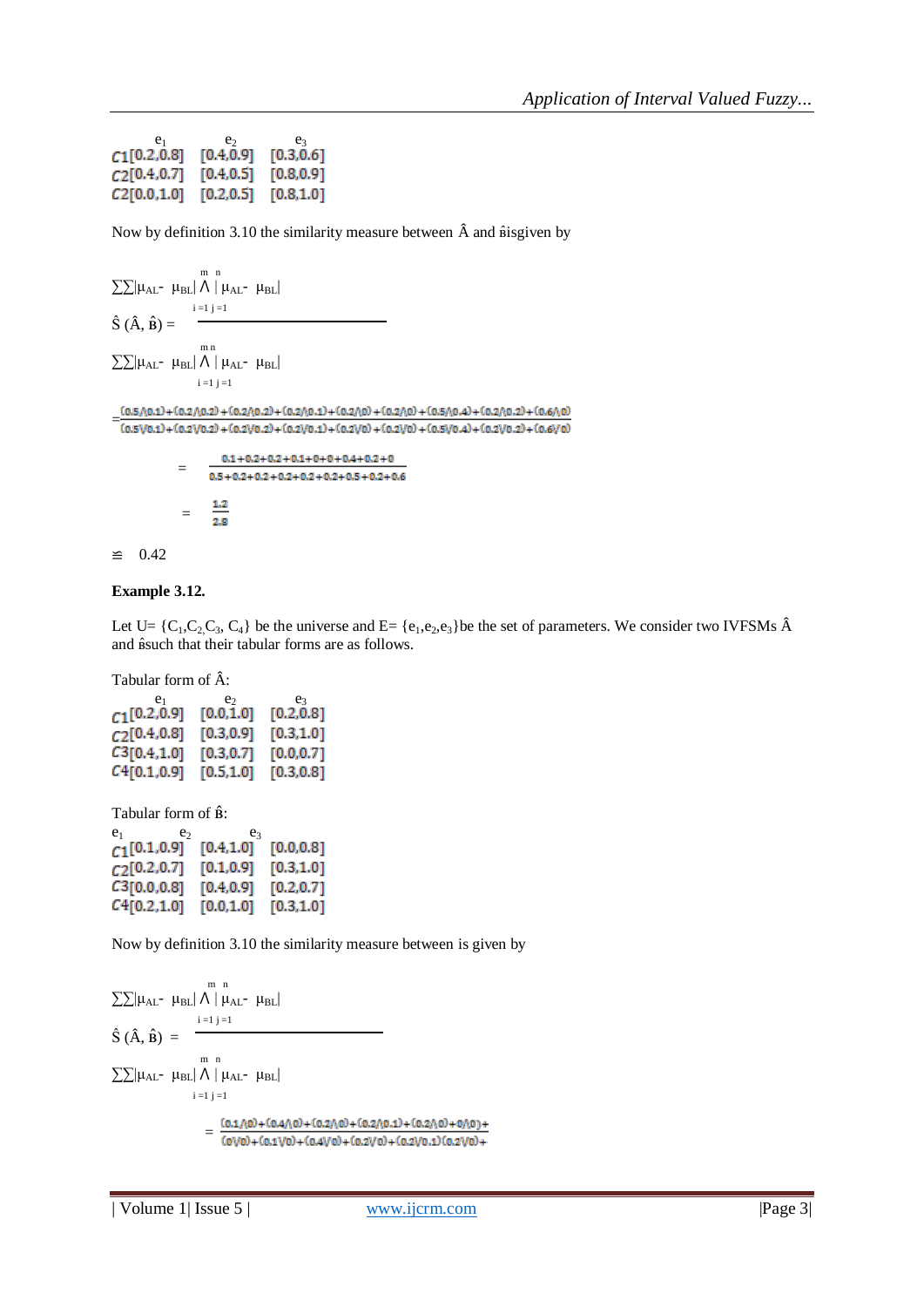| | $e_1$ | $e_2$ | $e_3$ |
|---|---|---|---|
| $C1$ | [0.2,0.8] | [0.4,0.9] | [0.3,0.6] |
| $C2$ | [0.4,0.7] | [0.4,0.5] | [0.8,0.9] |
| $C2$ | [0.0,1.0] | [0.2,0.5] | [0.8,1.0] |

Now by definition 3.10 the similarity measure between Â and ȿisgiven by

$$\hat{S}(\hat{A}, \hat{B}) = \frac{\sum_{i=1}^{m}\sum_{j=1}^{n} |\mu_{AL} - \mu_{BL}| \wedge |\mu_{AL} - \mu_{BL}|}{\sum_{i=1}^{m}\sum_{j=1}^{n} |\mu_{AL} - \mu_{BL}| \wedge |\mu_{AL} - \mu_{BL}|}$$

$$= \frac{(0.5\wedge 0.1)+(0.2\wedge 0.2)+(0.2\wedge 0.2)+(0.2\wedge 0.1)+(0.2\wedge 0)+(0.2\wedge 0)+(0.5\wedge 0.4)+(0.2\wedge 0.2)+(0.6\wedge 0)}{(0.5\vee 0.1)+(0.2\vee 0.2)+(0.2\vee 0.2)+(0.2\vee 0.1)+(0.2\vee 0)+(0.2\vee 0)+(0.5\vee 0.4)+(0.2\vee 0.2)+(0.6\vee 0)}$$

$$= \frac{0.1+0.2+0.2+0.1+0+0+0.4+0.2+0}{0.5+0.2+0.2+0.2+0.2+0.2+0.5+0.2+0.6}$$

$$= \frac{1.2}{2.8}$$

$\cong$ 0.42

**Example 3.12.**

Let U= $\{C_1, C_2, C_3, C_4\}$ be the universe and E= $\{e_1, e_2, e_3\}$be the set of parameters. We consider two IVFSMs Â and ȿsuch that their tabular forms are as follows.

Tabular form of Â:

| | $e_1$ | $e_2$ | $e_3$ |
|---|---|---|---|
| $C1$ | [0.2,0.9] | [0.0,1.0] | [0.2,0.8] |
| $C2$ | [0.4,0.8] | [0.3,0.9] | [0.3,1.0] |
| $C3$ | [0.4,1.0] | [0.3,0.7] | [0.0,0.7] |
| $C4$ | [0.1,0.9] | [0.5,1.0] | [0.3,0.8] |

Tabular form of ȿ:

| | $e_1$ | $e_2$ | $e_3$ |
|---|---|---|---|
| $C1$ | [0.1,0.9] | [0.4,1.0] | [0.0,0.8] |
| $C2$ | [0.2,0.7] | [0.1,0.9] | [0.3,1.0] |
| $C3$ | [0.0,0.8] | [0.4,0.9] | [0.2,0.7] |
| $C4$ | [0.2,1.0] | [0.0,1.0] | [0.3,1.0] |

Now by definition 3.10 the similarity measure between is given by

$$\hat{S}(\hat{A}, \hat{B}) = \frac{\sum_{i=1}^{m}\sum_{j=1}^{n} |\mu_{AL} - \mu_{BL}| \wedge |\mu_{AL} - \mu_{BL}|}{\sum_{i=1}^{m}\sum_{j=1}^{n} |\mu_{AL} - \mu_{BL}| \wedge |\mu_{AL} - \mu_{BL}|}$$

$$= \frac{(0.1\wedge 0)+(0.4\wedge 0)+(0.2\wedge 0)+(0.2\wedge 0.1)+(0.2\wedge 0)+0\wedge 0)+}{(0\vee 0)+(0.1\vee 0)+(0.4\vee 0)+(0.2\vee 0)+(0.2\vee 0.1)(0.2\vee 0)+}$$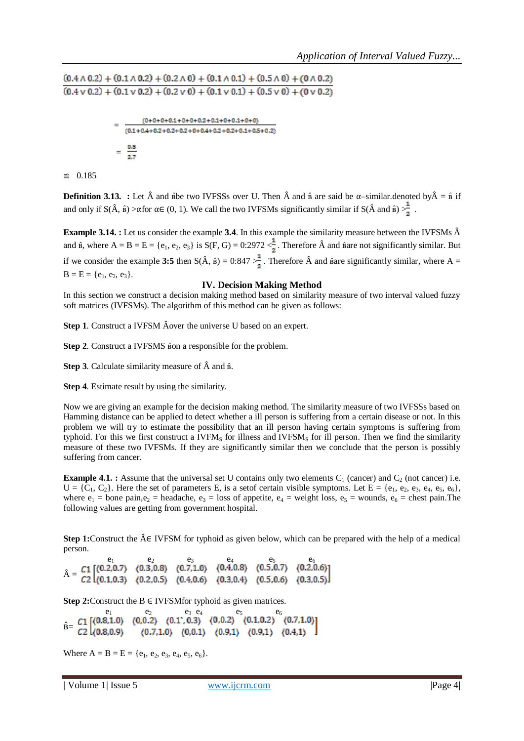$$\frac{(0.4 \wedge 0.2) + (0.1 \wedge 0.2) + (0.2 \wedge 0) + (0.1 \wedge 0.1) + (0.5 \wedge 0) + (0 \wedge 0.2)}{(0.4 \vee 0.2) + (0.1 \vee 0.2) + (0.2 \vee 0) + (0.1 \vee 0.1) + (0.5 \vee 0) + (0 \vee 0.2)}$$

$$= \frac{(0+0+0+0.1+0+0+0.2+0.1+0+0.1+0+0)}{(0.1+0.4+0.2+0.2+0.2+0+0.4+0.2+0.2+0.1+0.5+0.2)}$$

$$= \frac{0.5}{2.7}$$

$\cong$ 0.185

**Definition 3.13. :** Let Â and $\hat{B}$ be two IVFSSs over U. Then Â and $\hat{B}$ are said be α–similar.denoted by $\hat{A} = \hat{B}$ if and only if S(Â, $\hat{B}$) >α for α∈ (0, 1). We call the two IVFSMs significantly similar if S(Â and $\hat{B}$) $> \frac{1}{2}$ .

**Example 3.14. :** Let us consider the example **3.4**. In this example the similarity measure between the IVFSMs Â and $\hat{B}$, where A = B = E = {$e_1$, $e_2$, $e_3$} is S(F, G) = 0:2972 $< \frac{1}{2}$ . Therefore Â and $\hat{B}$ are not significantly similar. But if we consider the example **3:5** then S(Â, $\hat{B}$) = 0:847 $> \frac{1}{2}$ . Therefore Â and $\hat{B}$ are significantly similar, where A = B = E = {$e_1$, $e_2$, $e_3$}.

## IV. Decision Making Method

In this section we construct a decision making method based on similarity measure of two interval valued fuzzy soft matrices (IVFSMs). The algorithm of this method can be given as follows:

**Step 1**. Construct a IVFSM Âover the universe U based on an expert.

**Step 2**. Construct a IVFSMS $\hat{B}$ on a responsible for the problem.

**Step 3**. Calculate similarity measure of Â and $\hat{B}$.

**Step 4**. Estimate result by using the similarity.

Now we are giving an example for the decision making method. The similarity measure of two IVFSSs based on Hamming distance can be applied to detect whether a ill person is suffering from a certain disease or not. In this problem we will try to estimate the possibility that an ill person having certain symptoms is suffering from typhoid. For this we first construct a $IVFM_S$ for illness and $IVFSM_S$ for ill person. Then we find the similarity measure of these two IVFSMs. If they are significantly similar then we conclude that the person is possibly suffering from cancer.

**Example 4.1. :** Assume that the universal set U contains only two elements $C_1$ (cancer) and $C_2$ (not cancer) i.e. U = {$C_1$, $C_2$}. Here the set of parameters E, is a setof certain visible symptoms. Let E = {$e_1$, $e_2$, $e_3$, $e_4$, $e_5$, $e_6$}, where $e_1$ = bone pain,$e_2$ = headache, $e_3$ = loss of appetite, $e_4$ = weight loss, $e_5$ = wounds, $e_6$ = chest pain.The following values are getting from government hospital.

**Step 1:**Construct the Â∈ IVFSM for typhoid as given below, which can be prepared with the help of a medical person.

$$\hat{A} = \begin{array}{c} \\ C1 \\ C2 \end{array} \begin{bmatrix} e_1 & e_2 & e_3 & e_4 & e_5 & e_6 \\ \langle 0.2,0.7\rangle & \langle 0.3,0.8\rangle & \langle 0.7,1.0\rangle & \langle 0.4,0.8\rangle & \langle 0.5,0.7\rangle & \langle 0.2,0.6\rangle \\ \langle 0.1,0.3\rangle & \langle 0.2,0.5\rangle & \langle 0.4,0.6\rangle & \langle 0.3,0.4\rangle & \langle 0.5,0.6\rangle & \langle 0.3,0.5\rangle \end{bmatrix}$$

**Step 2:**Construct the B ∈ IVFSMfor typhoid as given matrices.

$$\hat{B} = \begin{array}{c} \\ C1 \\ C2 \end{array} \begin{bmatrix} e_1 & e_2 & e_3 & e_4 & e_5 & e_6 \\ \langle 0.8,1.0\rangle & \langle 0,0.2\rangle & \langle 0.1,0.3\rangle & \langle 0,0.2\rangle & \langle 0.1,0.2\rangle & \langle 0.7,1.0\rangle \\ \langle 0.8,0.9\rangle & \langle 0.7,1.0\rangle & \langle 0,0.1\rangle & \langle 0.9,1\rangle & \langle 0.9,1\rangle & \langle 0.4,1\rangle \end{bmatrix}$$

Where A = B = E = {$e_1$, $e_2$, $e_3$, $e_4$, $e_5$, $e_6$}.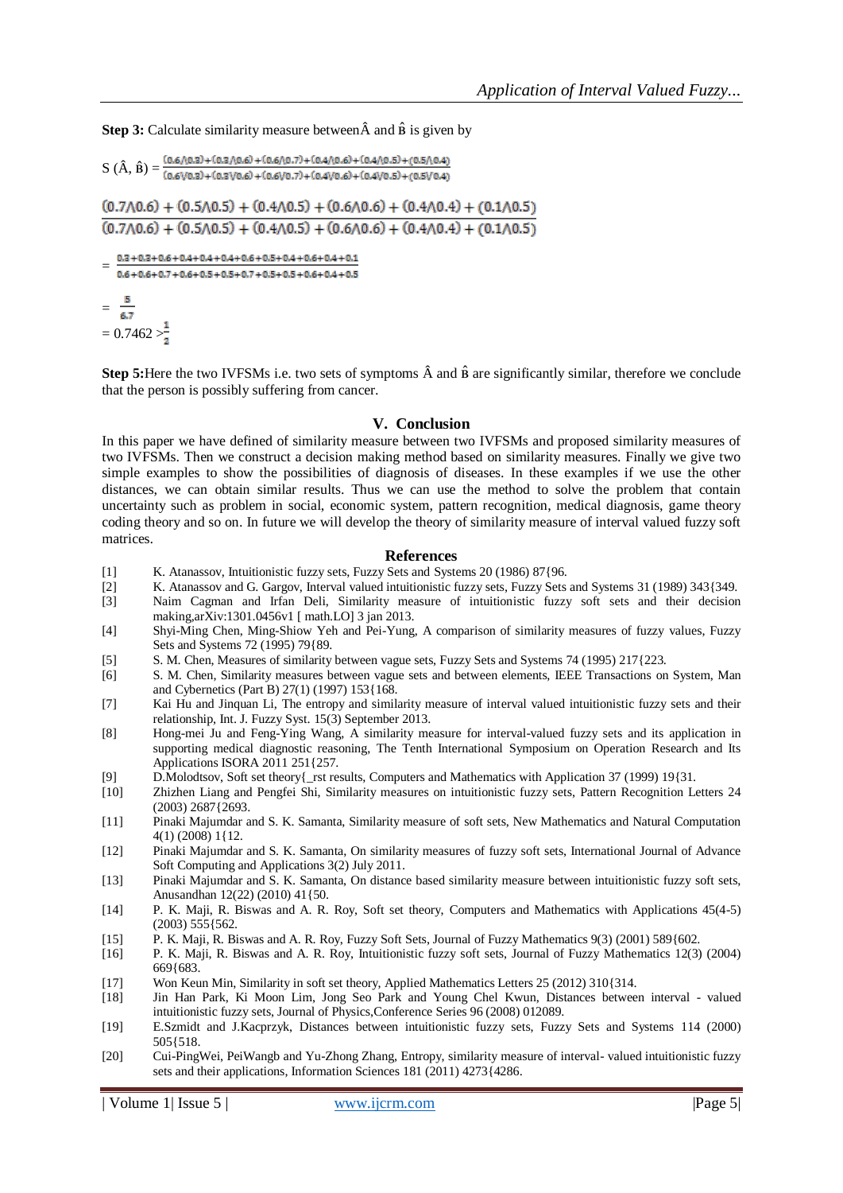**Step 3:** Calculate similarity measure between $\hat{A}$ and $\hat{B}$ is given by

$$S(\hat{A}, \hat{B}) = \frac{(0.6\wedge0.3)+(0.3\wedge0.6)+(0.6\wedge0.7)+(0.4\wedge0.6)+(0.4\wedge0.5)+(0.5\wedge0.4)}{(0.6\vee0.3)+(0.3\vee0.6)+(0.6\vee0.7)+(0.4\vee0.6)+(0.4\vee0.5)+(0.5\vee0.4)}$$

$$\frac{(0.7\wedge0.6)+(0.5\wedge0.5)+(0.4\wedge0.5)+(0.6\wedge0.6)+(0.4\wedge0.4)+(0.1\wedge0.5)}{(0.7\wedge0.6)+(0.5\wedge0.5)+(0.4\wedge0.5)+(0.6\wedge0.6)+(0.4\wedge0.4)+(0.1\wedge0.5)}$$

$$= \frac{0.3+0.3+0.6+0.4+0.4+0.4+0.6+0.5+0.4+0.6+0.4+0.1}{0.6+0.6+0.7+0.6+0.5+0.5+0.7+0.5+0.5+0.6+0.4+0.5}$$

$$= \frac{5}{6.7}$$

$$= 0.7462 > \frac{1}{2}$$

**Step 5:** Here the two IVFSMs i.e. two sets of symptoms $\hat{A}$ and $\hat{B}$ are significantly similar, therefore we conclude that the person is possibly suffering from cancer.

## V. Conclusion

In this paper we have defined of similarity measure between two IVFSMs and proposed similarity measures of two IVFSMs. Then we construct a decision making method based on similarity measures. Finally we give two simple examples to show the possibilities of diagnosis of diseases. In these examples if we use the other distances, we can obtain similar results. Thus we can use the method to solve the problem that contain uncertainty such as problem in social, economic system, pattern recognition, medical diagnosis, game theory coding theory and so on. In future we will develop the theory of similarity measure of interval valued fuzzy soft matrices.

## References

[1] K. Atanassov, Intuitionistic fuzzy sets, Fuzzy Sets and Systems 20 (1986) 87{96.

[2] K. Atanassov and G. Gargov, Interval valued intuitionistic fuzzy sets, Fuzzy Sets and Systems 31 (1989) 343{349.

[3] Naim Cagman and Irfan Deli, Similarity measure of intuitionistic fuzzy soft sets and their decision making,arXiv:1301.0456v1 [ math.LO] 3 jan 2013.

[4] Shyi-Ming Chen, Ming-Shiow Yeh and Pei-Yung, A comparison of similarity measures of fuzzy values, Fuzzy Sets and Systems 72 (1995) 79{89.

[5] S. M. Chen, Measures of similarity between vague sets, Fuzzy Sets and Systems 74 (1995) 217{223.

[6] S. M. Chen, Similarity measures between vague sets and between elements, IEEE Transactions on System, Man and Cybernetics (Part B) 27(1) (1997) 153{168.

[7] Kai Hu and Jinquan Li, The entropy and similarity measure of interval valued intuitionistic fuzzy sets and their relationship, Int. J. Fuzzy Syst. 15(3) September 2013.

[8] Hong-mei Ju and Feng-Ying Wang, A similarity measure for interval-valued fuzzy sets and its application in supporting medical diagnostic reasoning, The Tenth International Symposium on Operation Research and Its Applications ISORA 2011 251{257.

[9] D.Molodtsov, Soft set theory{_rst results, Computers and Mathematics with Application 37 (1999) 19{31.

[10] Zhizhen Liang and Pengfei Shi, Similarity measures on intuitionistic fuzzy sets, Pattern Recognition Letters 24 (2003) 2687{2693.

[11] Pinaki Majumdar and S. K. Samanta, Similarity measure of soft sets, New Mathematics and Natural Computation 4(1) (2008) 1{12.

[12] Pinaki Majumdar and S. K. Samanta, On similarity measures of fuzzy soft sets, International Journal of Advance Soft Computing and Applications 3(2) July 2011.

[13] Pinaki Majumdar and S. K. Samanta, On distance based similarity measure between intuitionistic fuzzy soft sets, Anusandhan 12(22) (2010) 41{50.

[14] P. K. Maji, R. Biswas and A. R. Roy, Soft set theory, Computers and Mathematics with Applications 45(4-5) (2003) 555{562.

[15] P. K. Maji, R. Biswas and A. R. Roy, Fuzzy Soft Sets, Journal of Fuzzy Mathematics 9(3) (2001) 589{602.

[16] P. K. Maji, R. Biswas and A. R. Roy, Intuitionistic fuzzy soft sets, Journal of Fuzzy Mathematics 12(3) (2004) 669{683.

[17] Won Keun Min, Similarity in soft set theory, Applied Mathematics Letters 25 (2012) 310{314.

[18] Jin Han Park, Ki Moon Lim, Jong Seo Park and Young Chel Kwun, Distances between interval - valued intuitionistic fuzzy sets, Journal of Physics,Conference Series 96 (2008) 012089.

[19] E.Szmidt and J.Kacprzyk, Distances between intuitionistic fuzzy sets, Fuzzy Sets and Systems 114 (2000) 505{518.

[20] Cui-PingWei, PeiWangb and Yu-Zhong Zhang, Entropy, similarity measure of interval- valued intuitionistic fuzzy sets and their applications, Information Sciences 181 (2011) 4273{4286.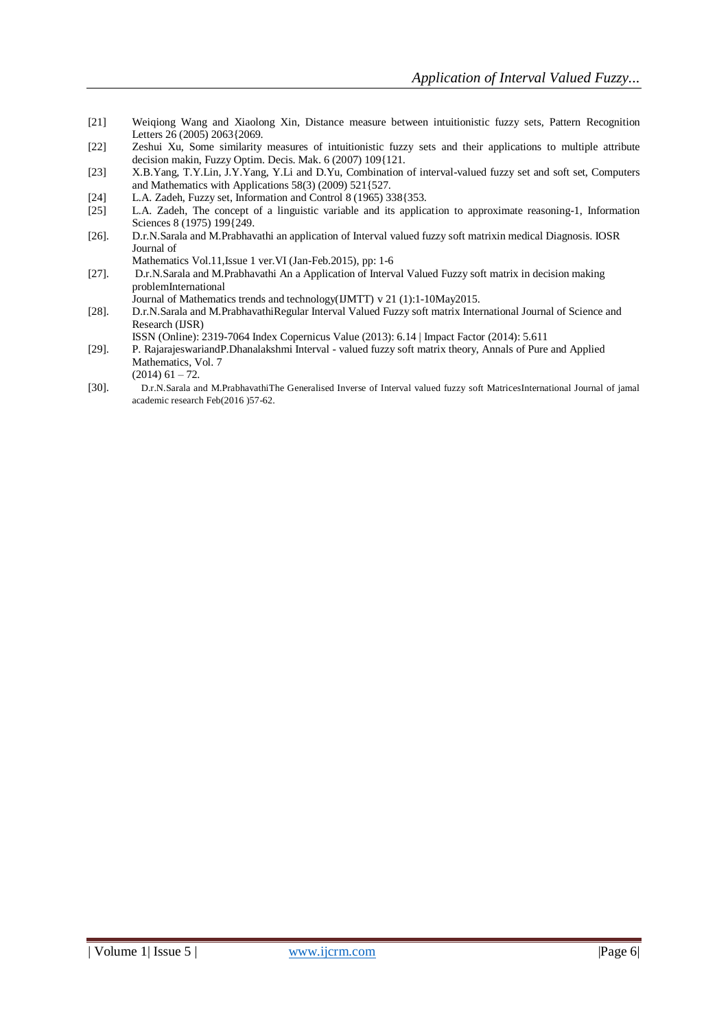[21] Weiqiong Wang and Xiaolong Xin, Distance measure between intuitionistic fuzzy sets, Pattern Recognition Letters 26 (2005) 2063{2069.

[22] Zeshui Xu, Some similarity measures of intuitionistic fuzzy sets and their applications to multiple attribute decision makin, Fuzzy Optim. Decis. Mak. 6 (2007) 109{121.

[23] X.B.Yang, T.Y.Lin, J.Y.Yang, Y.Li and D.Yu, Combination of interval-valued fuzzy set and soft set, Computers and Mathematics with Applications 58(3) (2009) 521{527.

[24] L.A. Zadeh, Fuzzy set, Information and Control 8 (1965) 338{353.

[25] L.A. Zadeh, The concept of a linguistic variable and its application to approximate reasoning-1, Information Sciences 8 (1975) 199{249.

[26]. D.r.N.Sarala and M.Prabhavathi an application of Interval valued fuzzy soft matrixin medical Diagnosis. IOSR Journal of Mathematics Vol.11,Issue 1 ver.VI (Jan-Feb.2015), pp: 1-6

[27]. D.r.N.Sarala and M.Prabhavathi An a Application of Interval Valued Fuzzy soft matrix in decision making problemInternational Journal of Mathematics trends and technology(IJMTT) v 21 (1):1-10May2015.

[28]. D.r.N.Sarala and M.PrabhavathiRegular Interval Valued Fuzzy soft matrix International Journal of Science and Research (IJSR) ISSN (Online): 2319-7064 Index Copernicus Value (2013): 6.14 | Impact Factor (2014): 5.611

[29]. P. RajarajeswariandP.Dhanalakshmi Interval - valued fuzzy soft matrix theory, Annals of Pure and Applied Mathematics, Vol. 7 (2014) 61 – 72.

[30]. D.r.N.Sarala and M.PrabhavathiThe Generalised Inverse of Interval valued fuzzy soft MatricesInternational Journal of jamal academic research Feb(2016 )57-62.